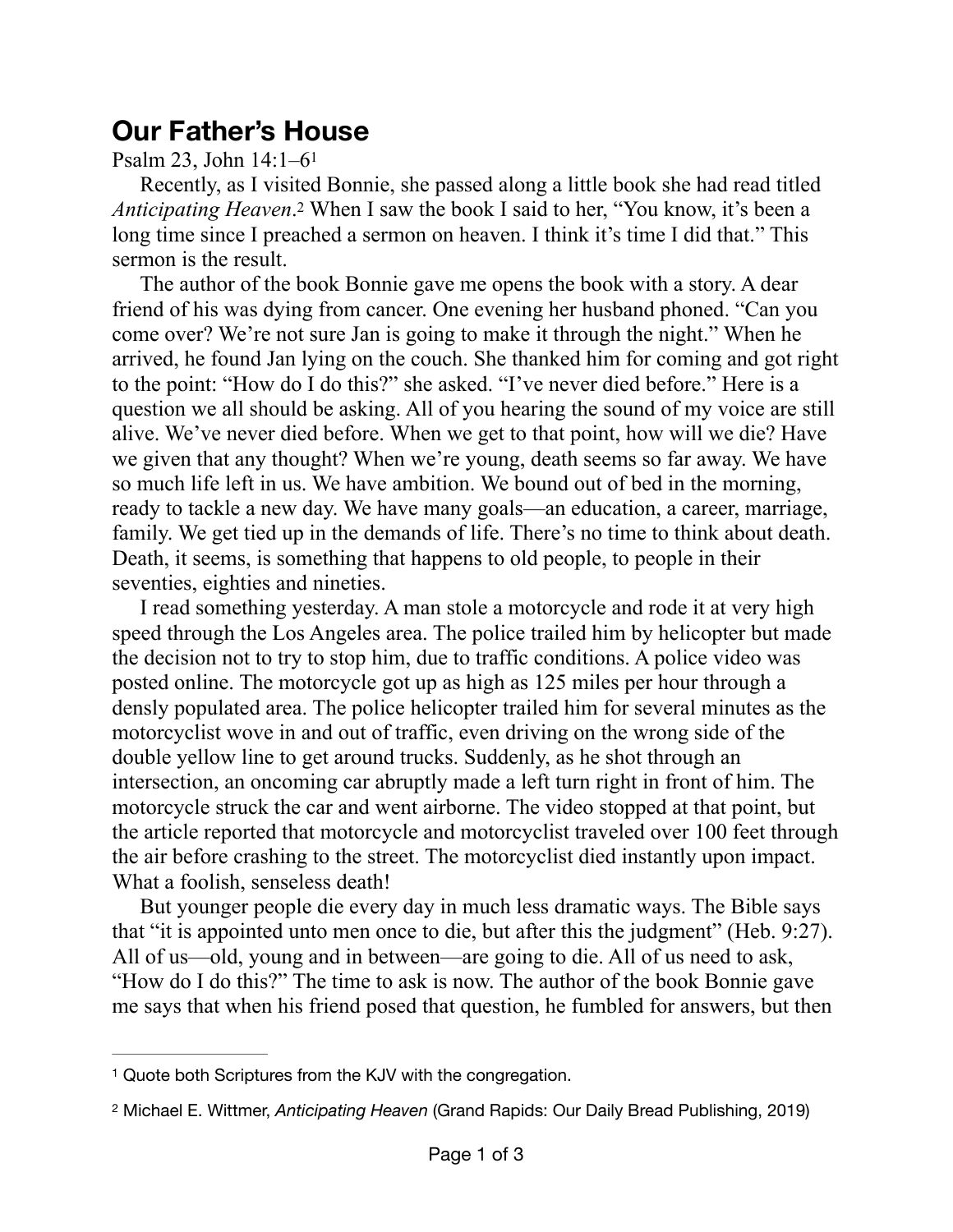# Our Father's House

Psalm 23, John 14:1–6[1]

Recently, as I visited Bonnie, she passed along a little book she had read titled *Anticipating Heaven*.[2] When I saw the book I said to her, "You know, it's been a long time since I preached a sermon on heaven. I think it's time I did that." This sermon is the result.

The author of the book Bonnie gave me opens the book with a story. A dear friend of his was dying from cancer. One evening her husband phoned. "Can you come over? We're not sure Jan is going to make it through the night." When he arrived, he found Jan lying on the couch. She thanked him for coming and got right to the point: "How do I do this?" she asked. "I've never died before." Here is a question we all should be asking. All of you hearing the sound of my voice are still alive. We've never died before. When we get to that point, how will we die? Have we given that any thought? When we're young, death seems so far away. We have so much life left in us. We have ambition. We bound out of bed in the morning, ready to tackle a new day. We have many goals—an education, a career, marriage, family. We get tied up in the demands of life. There's no time to think about death. Death, it seems, is something that happens to old people, to people in their seventies, eighties and nineties.

I read something yesterday. A man stole a motorcycle and rode it at very high speed through the Los Angeles area. The police trailed him by helicopter but made the decision not to try to stop him, due to traffic conditions. A police video was posted online. The motorcycle got up as high as 125 miles per hour through a densely populated area. The police helicopter trailed him for several minutes as the motorcyclist wove in and out of traffic, even driving on the wrong side of the double yellow line to get around trucks. Suddenly, as he shot through an intersection, an oncoming car abruptly made a left turn right in front of him. The motorcycle struck the car and went airborne. The video stopped at that point, but the article reported that motorcycle and motorcyclist traveled over 100 feet through the air before crashing to the street. The motorcyclist died instantly upon impact. What a foolish, senseless death!

But younger people die every day in much less dramatic ways. The Bible says that "it is appointed unto men once to die, but after this the judgment" (Heb. 9:27). All of us—old, young and in between—are going to die. All of us need to ask, "How do I do this?" The time to ask is now. The author of the book Bonnie gave me says that when his friend posed that question, he fumbled for answers, but then

---

[1] Quote both Scriptures from the KJV with the congregation.

[2] Michael E. Wittmer, *Anticipating Heaven* (Grand Rapids: Our Daily Bread Publishing, 2019)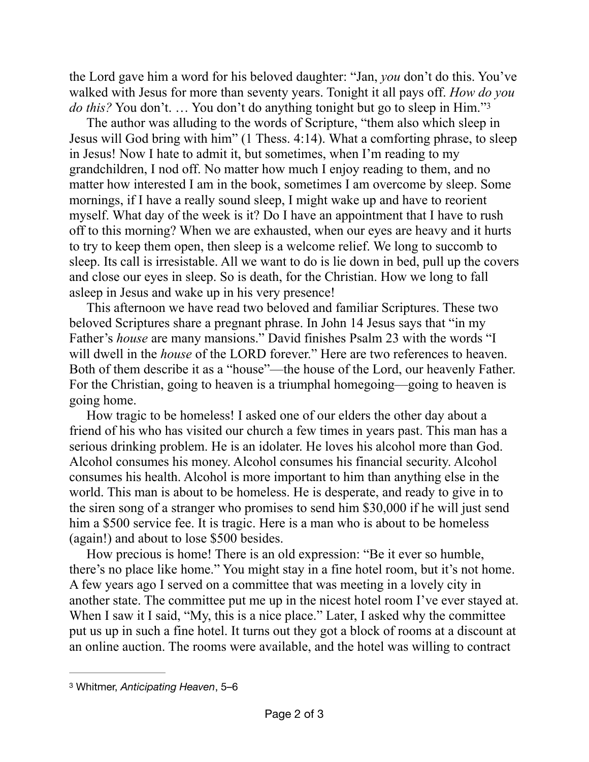the Lord gave him a word for his beloved daughter: "Jan, *you* don't do this. You've walked with Jesus for more than seventy years. Tonight it all pays off. *How do you do this?* You don't. … You don't do anything tonight but go to sleep in Him."[3]

The author was alluding to the words of Scripture, "them also which sleep in Jesus will God bring with him" (1 Thess. 4:14). What a comforting phrase, to sleep in Jesus! Now I hate to admit it, but sometimes, when I'm reading to my grandchildren, I nod off. No matter how much I enjoy reading to them, and no matter how interested I am in the book, sometimes I am overcome by sleep. Some mornings, if I have a really sound sleep, I might wake up and have to reorient myself. What day of the week is it? Do I have an appointment that I have to rush off to this morning? When we are exhausted, when our eyes are heavy and it hurts to try to keep them open, then sleep is a welcome relief. We long to succomb to sleep. Its call is irresistable. All we want to do is lie down in bed, pull up the covers and close our eyes in sleep. So is death, for the Christian. How we long to fall asleep in Jesus and wake up in his very presence!

This afternoon we have read two beloved and familiar Scriptures. These two beloved Scriptures share a pregnant phrase. In John 14 Jesus says that "in my Father's *house* are many mansions." David finishes Psalm 23 with the words "I will dwell in the *house* of the LORD forever." Here are two references to heaven. Both of them describe it as a "house"—the house of the Lord, our heavenly Father. For the Christian, going to heaven is a triumphal homegoing—going to heaven is going home.

How tragic to be homeless! I asked one of our elders the other day about a friend of his who has visited our church a few times in years past. This man has a serious drinking problem. He is an idolater. He loves his alcohol more than God. Alcohol consumes his money. Alcohol consumes his financial security. Alcohol consumes his health. Alcohol is more important to him than anything else in the world. This man is about to be homeless. He is desperate, and ready to give in to the siren song of a stranger who promises to send him $30,000 if he will just send him a $500 service fee. It is tragic. Here is a man who is about to be homeless (again!) and about to lose $500 besides.

How precious is home! There is an old expression: "Be it ever so humble, there's no place like home." You might stay in a fine hotel room, but it's not home. A few years ago I served on a committee that was meeting in a lovely city in another state. The committee put me up in the nicest hotel room I've ever stayed at. When I saw it I said, "My, this is a nice place." Later, I asked why the committee put us up in such a fine hotel. It turns out they got a block of rooms at a discount at an online auction. The rooms were available, and the hotel was willing to contract

[3] Whitmer, *Anticipating Heaven*, 5–6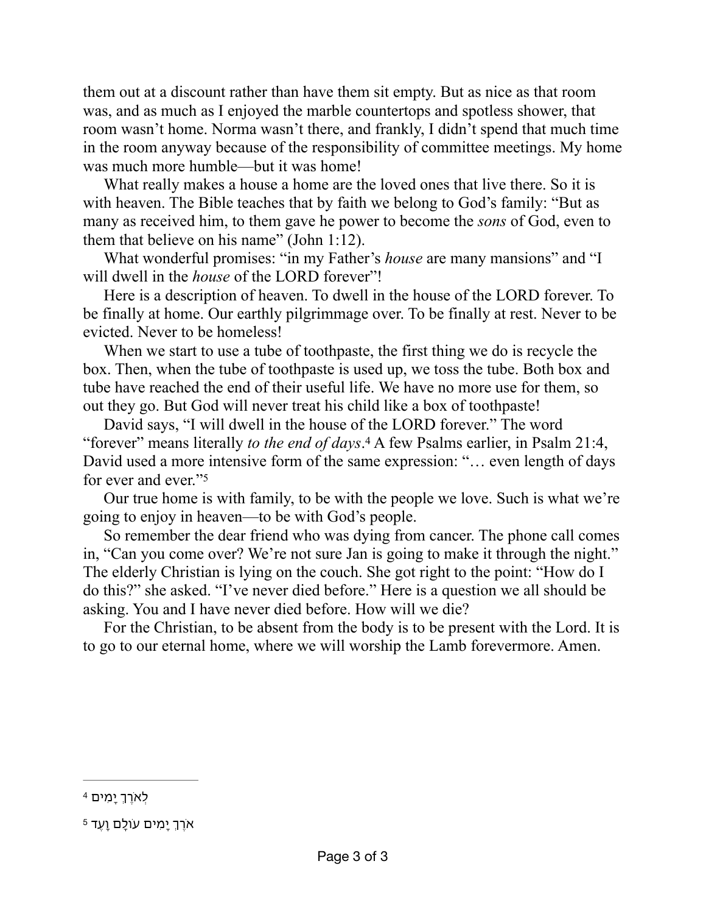them out at a discount rather than have them sit empty. But as nice as that room was, and as much as I enjoyed the marble countertops and spotless shower, that room wasn't home. Norma wasn't there, and frankly, I didn't spend that much time in the room anyway because of the responsibility of committee meetings. My home was much more humble—but it was home!

What really makes a house a home are the loved ones that live there. So it is with heaven. The Bible teaches that by faith we belong to God's family: "But as many as received him, to them gave he power to become the *sons* of God, even to them that believe on his name" (John 1:12).

What wonderful promises: "in my Father's *house* are many mansions" and "I will dwell in the *house* of the LORD forever"!

Here is a description of heaven. To dwell in the house of the LORD forever. To be finally at home. Our earthly pilgrimmage over. To be finally at rest. Never to be evicted. Never to be homeless!

When we start to use a tube of toothpaste, the first thing we do is recycle the box. Then, when the tube of toothpaste is used up, we toss the tube. Both box and tube have reached the end of their useful life. We have no more use for them, so out they go. But God will never treat his child like a box of toothpaste!

David says, "I will dwell in the house of the LORD forever." The word "forever" means literally *to the end of days*.[4] A few Psalms earlier, in Psalm 21:4, David used a more intensive form of the same expression: "… even length of days for ever and ever."[5]

Our true home is with family, to be with the people we love. Such is what we're going to enjoy in heaven—to be with God's people.

So remember the dear friend who was dying from cancer. The phone call comes in, "Can you come over? We're not sure Jan is going to make it through the night." The elderly Christian is lying on the couch. She got right to the point: "How do I do this?" she asked. "I've never died before." Here is a question we all should be asking. You and I have never died before. How will we die?

For the Christian, to be absent from the body is to be present with the Lord. It is to go to our eternal home, where we will worship the Lamb forevermore. Amen.

---

[4] לְאֹרֶךְ יָמִים

[5] אֹרֶךְ יָמִים עוֹלָם וָעֶד